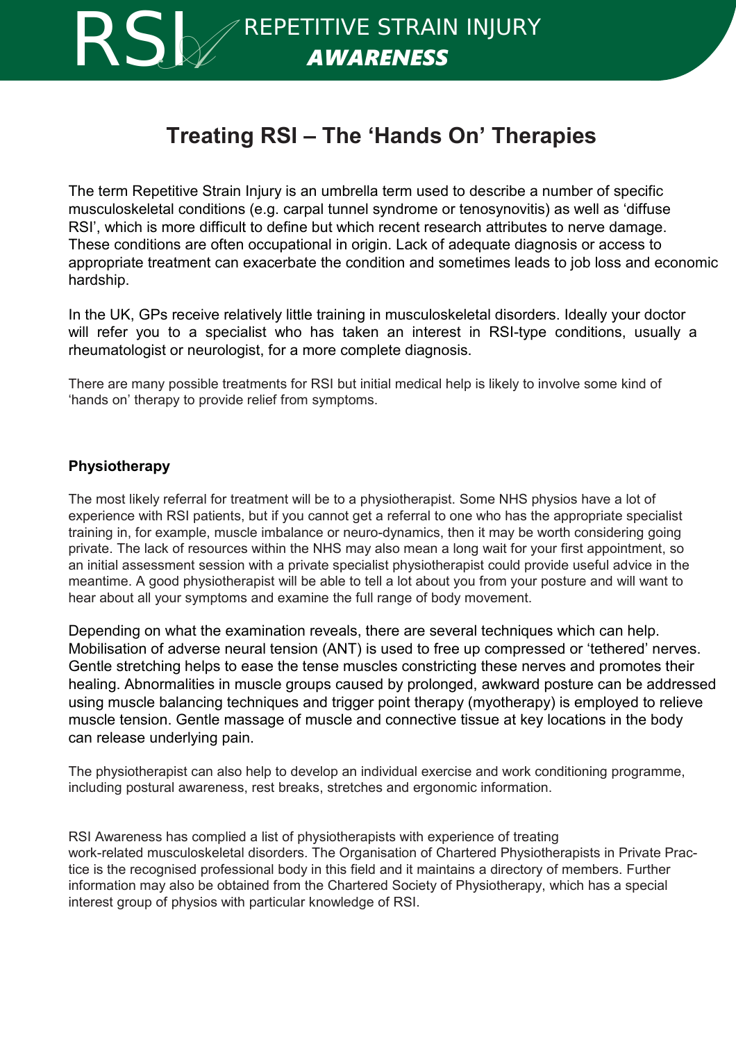RSI REPETITIVE STRAIN INJURY **AWARENESS**

# Treating RSI – The 'Hands On' Therapies

The term Repetitive Strain Injury is an umbrella term used to describe a number of specific musculoskeletal conditions (e.g. carpal tunnel syndrome or tenosynovitis) as well as 'diffuse RSI', which is more difficult to define but which recent research attributes to nerve damage. These conditions are often occupational in origin. Lack of adequate diagnosis or access to appropriate treatment can exacerbate the condition and sometimes leads to job loss and economic hardship.

In the UK, GPs receive relatively little training in musculoskeletal disorders. Ideally your doctor will refer you to a specialist who has taken an interest in RSI-type conditions, usually a rheumatologist or neurologist, for a more complete diagnosis.

There are many possible treatments for RSI but initial medical help is likely to involve some kind of 'hands on' therapy to provide relief from symptoms.

## Physiotherapy

The most likely referral for treatment will be to a physiotherapist. Some NHS physios have a lot of experience with RSI patients, but if you cannot get a referral to one who has the appropriate specialist training in, for example, muscle imbalance or neuro-dynamics, then it may be worth considering going private. The lack of resources within the NHS may also mean a long wait for your first appointment, so an initial assessment session with a private specialist physiotherapist could provide useful advice in the meantime. A good physiotherapist will be able to tell a lot about you from your posture and will want to hear about all your symptoms and examine the full range of body movement.

Depending on what the examination reveals, there are several techniques which can help. Mobilisation of adverse neural tension (ANT) is used to free up compressed or 'tethered' nerves. Gentle stretching helps to ease the tense muscles constricting these nerves and promotes their healing. Abnormalities in muscle groups caused by prolonged, awkward posture can be addressed using muscle balancing techniques and trigger point therapy (myotherapy) is employed to relieve muscle tension. Gentle massage of muscle and connective tissue at key locations in the body can release underlying pain.

The physiotherapist can also help to develop an individual exercise and work conditioning programme, including postural awareness, rest breaks, stretches and ergonomic information.

RSI Awareness has complied a list of physiotherapists with experience of treating work-related musculoskeletal disorders. The Organisation of Chartered Physiotherapists in Private Practice is the recognised professional body in this field and it maintains a directory of members. Further information may also be obtained from the Chartered Society of Physiotherapy, which has a special interest group of physios with particular knowledge of RSI.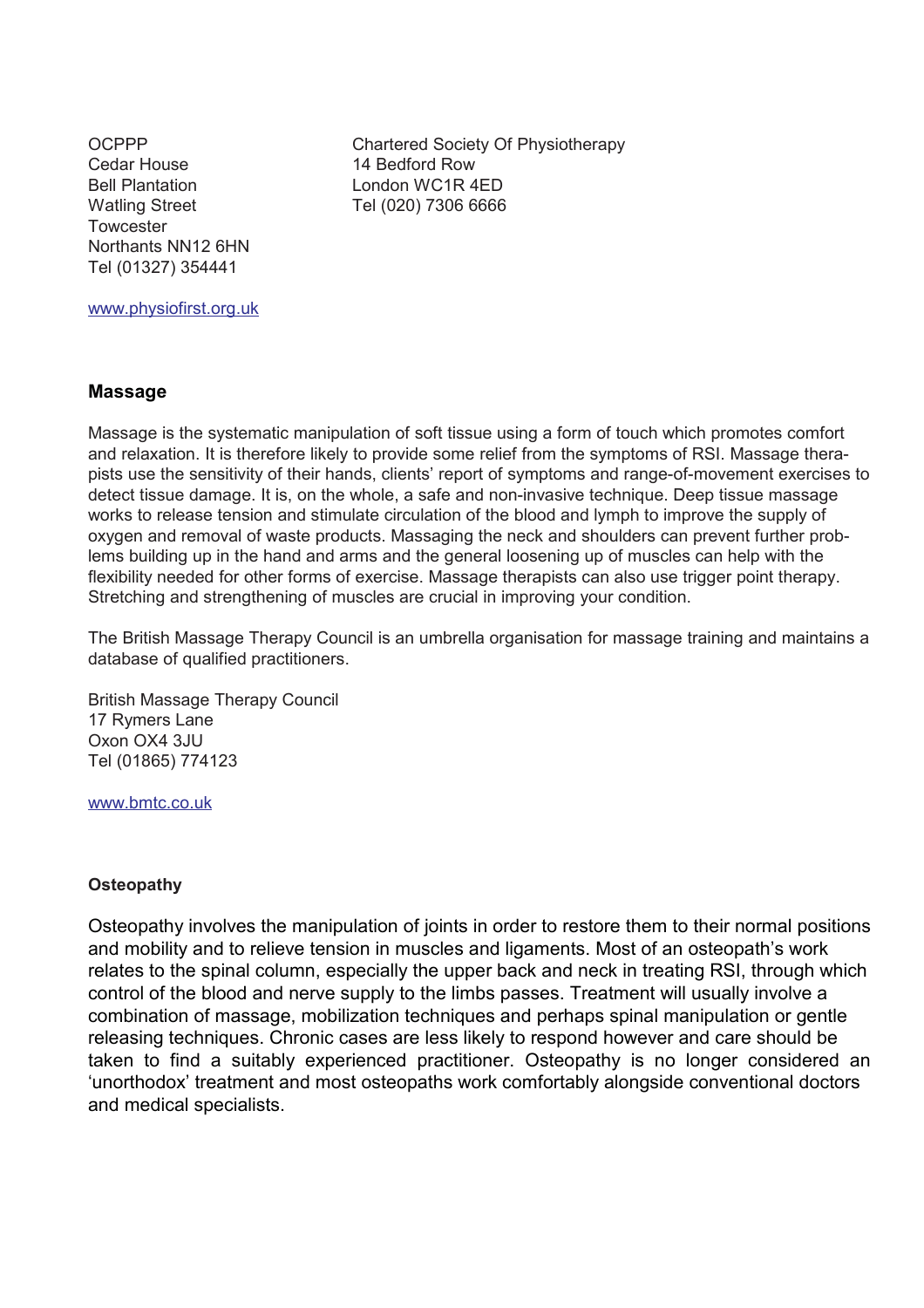OCPPP
Cedar House
Bell Plantation
Watling Street
Towcester
Northants NN12 6HN
Tel (01327) 354441

Chartered Society Of Physiotherapy
14 Bedford Row
London WC1R 4ED
Tel (020) 7306 6666

www.physiofirst.org.uk

## Massage

Massage is the systematic manipulation of soft tissue using a form of touch which promotes comfort and relaxation. It is therefore likely to provide some relief from the symptoms of RSI. Massage therapists use the sensitivity of their hands, clients' report of symptoms and range-of-movement exercises to detect tissue damage. It is, on the whole, a safe and non-invasive technique. Deep tissue massage works to release tension and stimulate circulation of the blood and lymph to improve the supply of oxygen and removal of waste products. Massaging the neck and shoulders can prevent further problems building up in the hand and arms and the general loosening up of muscles can help with the flexibility needed for other forms of exercise. Massage therapists can also use trigger point therapy. Stretching and strengthening of muscles are crucial in improving your condition.

The British Massage Therapy Council is an umbrella organisation for massage training and maintains a database of qualified practitioners.

British Massage Therapy Council
17 Rymers Lane
Oxon OX4 3JU
Tel (01865) 774123

www.bmtc.co.uk

### Osteopathy

Osteopathy involves the manipulation of joints in order to restore them to their normal positions and mobility and to relieve tension in muscles and ligaments. Most of an osteopath's work relates to the spinal column, especially the upper back and neck in treating RSI, through which control of the blood and nerve supply to the limbs passes. Treatment will usually involve a combination of massage, mobilization techniques and perhaps spinal manipulation or gentle releasing techniques. Chronic cases are less likely to respond however and care should be taken to find a suitably experienced practitioner. Osteopathy is no longer considered an 'unorthodox' treatment and most osteopaths work comfortably alongside conventional doctors and medical specialists.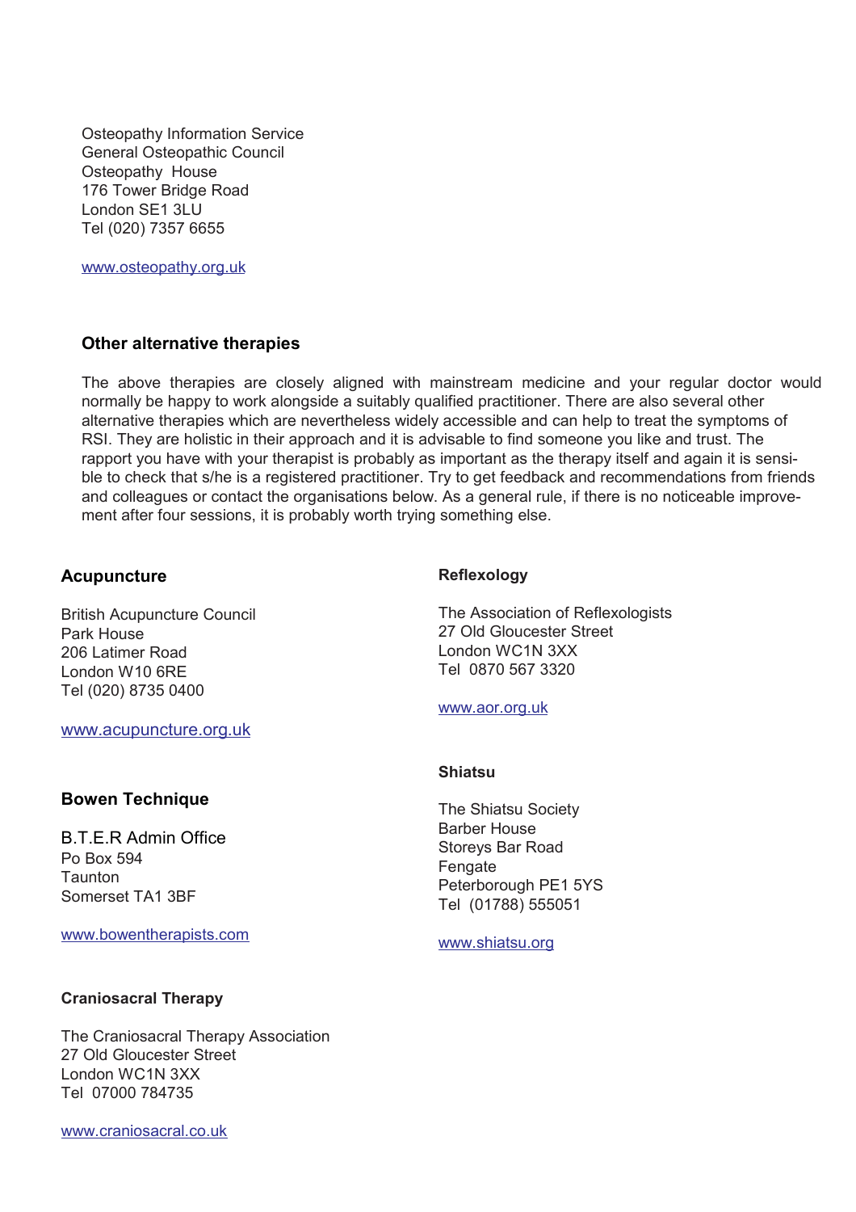Osteopathy Information Service  
General Osteopathic Council  
Osteopathy House  
176 Tower Bridge Road  
London SE1 3LU  
Tel (020) 7357 6655

www.osteopathy.org.uk

## Other alternative therapies

The above therapies are closely aligned with mainstream medicine and your regular doctor would normally be happy to work alongside a suitably qualified practitioner. There are also several other alternative therapies which are nevertheless widely accessible and can help to treat the symptoms of RSI. They are holistic in their approach and it is advisable to find someone you like and trust. The rapport you have with your therapist is probably as important as the therapy itself and again it is sensible to check that s/he is a registered practitioner. Try to get feedback and recommendations from friends and colleagues or contact the organisations below. As a general rule, if there is no noticeable improvement after four sessions, it is probably worth trying something else.

### Acupuncture

British Acupuncture Council  
Park House  
206 Latimer Road  
London W10 6RE  
Tel (020) 8735 0400

www.acupuncture.org.uk

### Bowen Technique

B.T.E.R Admin Office  
Po Box 594  
Taunton  
Somerset TA1 3BF

www.bowentherapists.com

### Craniosacral Therapy

The Craniosacral Therapy Association  
27 Old Gloucester Street  
London WC1N 3XX  
Tel 07000 784735

www.craniosacral.co.uk

### Reflexology

The Association of Reflexologists  
27 Old Gloucester Street  
London WC1N 3XX  
Tel 0870 567 3320

www.aor.org.uk

### Shiatsu

The Shiatsu Society  
Barber House  
Storeys Bar Road  
Fengate  
Peterborough PE1 5YS  
Tel (01788) 555051

www.shiatsu.org